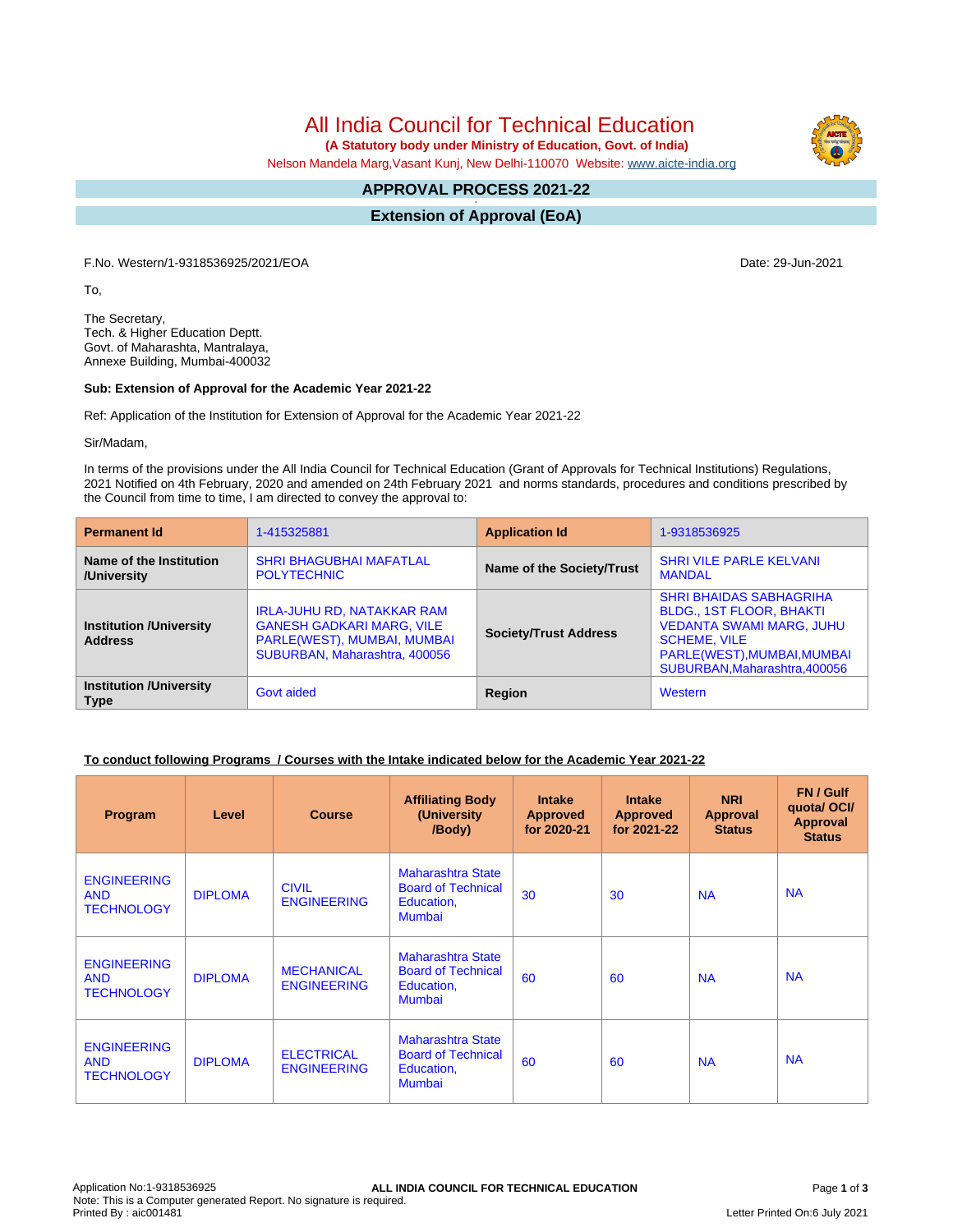# All India Council for Technical Education

**(A Statutory body under Ministry of Education, Govt. of India)**

Nelson Mandela Marg,Vasant Kunj, New Delhi-110070 Website: www.aicte-india.org

## APPROVAL PROCESS 2021-22

## Extension of Approval (EoA)

F.No. Western/1-9318536925/2021/EOA

Date: 29-Jun-2021

To,

The Secretary,
Tech. & Higher Education Deptt.
Govt. of Maharashtra, Mantralaya,
Annexe Building, Mumbai-400032

**Sub: Extension of Approval for the Academic Year 2021-22**

Ref: Application of the Institution for Extension of Approval for the Academic Year 2021-22

Sir/Madam,

In terms of the provisions under the All India Council for Technical Education (Grant of Approvals for Technical Institutions) Regulations, 2021 Notified on 4th February, 2020 and amended on 24th February 2021 and norms standards, procedures and conditions prescribed by the Council from time to time, I am directed to convey the approval to:

| **Permanent Id** | 1-415325881 | **Application Id** | 1-9318536925 |
|---|---|---|---|
| **Name of the Institution /University** | SHRI BHAGUBHAI MAFATLAL POLYTECHNIC | **Name of the Society/Trust** | SHRI VILE PARLE KELVANI MANDAL |
| **Institution /University Address** | IRLA-JUHU RD, NATAKKAR RAM GANESH GADKARI MARG, VILE PARLE(WEST), MUMBAI, MUMBAI SUBURBAN, Maharashtra, 400056 | **Society/Trust Address** | SHRI BHAIDAS SABHAGRIHA BLDG., 1ST FLOOR, BHAKTI VEDANTA SWAMI MARG, JUHU SCHEME, VILE PARLE(WEST),MUMBAI,MUMBAI SUBURBAN,Maharashtra,400056 |
| **Institution /University Type** | Govt aided | **Region** | Western |

**To conduct following Programs / Courses with the Intake indicated below for the Academic Year 2021-22**

| Program | Level | Course | Affiliating Body (University /Body) | Intake Approved for 2020-21 | Intake Approved for 2021-22 | NRI Approval Status | FN / Gulf quota/ OCI/ Approval Status |
|---|---|---|---|---|---|---|---|
| ENGINEERING AND TECHNOLOGY | DIPLOMA | CIVIL ENGINEERING | Maharashtra State Board of Technical Education, Mumbai | 30 | 30 | NA | NA |
| ENGINEERING AND TECHNOLOGY | DIPLOMA | MECHANICAL ENGINEERING | Maharashtra State Board of Technical Education, Mumbai | 60 | 60 | NA | NA |
| ENGINEERING AND TECHNOLOGY | DIPLOMA | ELECTRICAL ENGINEERING | Maharashtra State Board of Technical Education, Mumbai | 60 | 60 | NA | NA |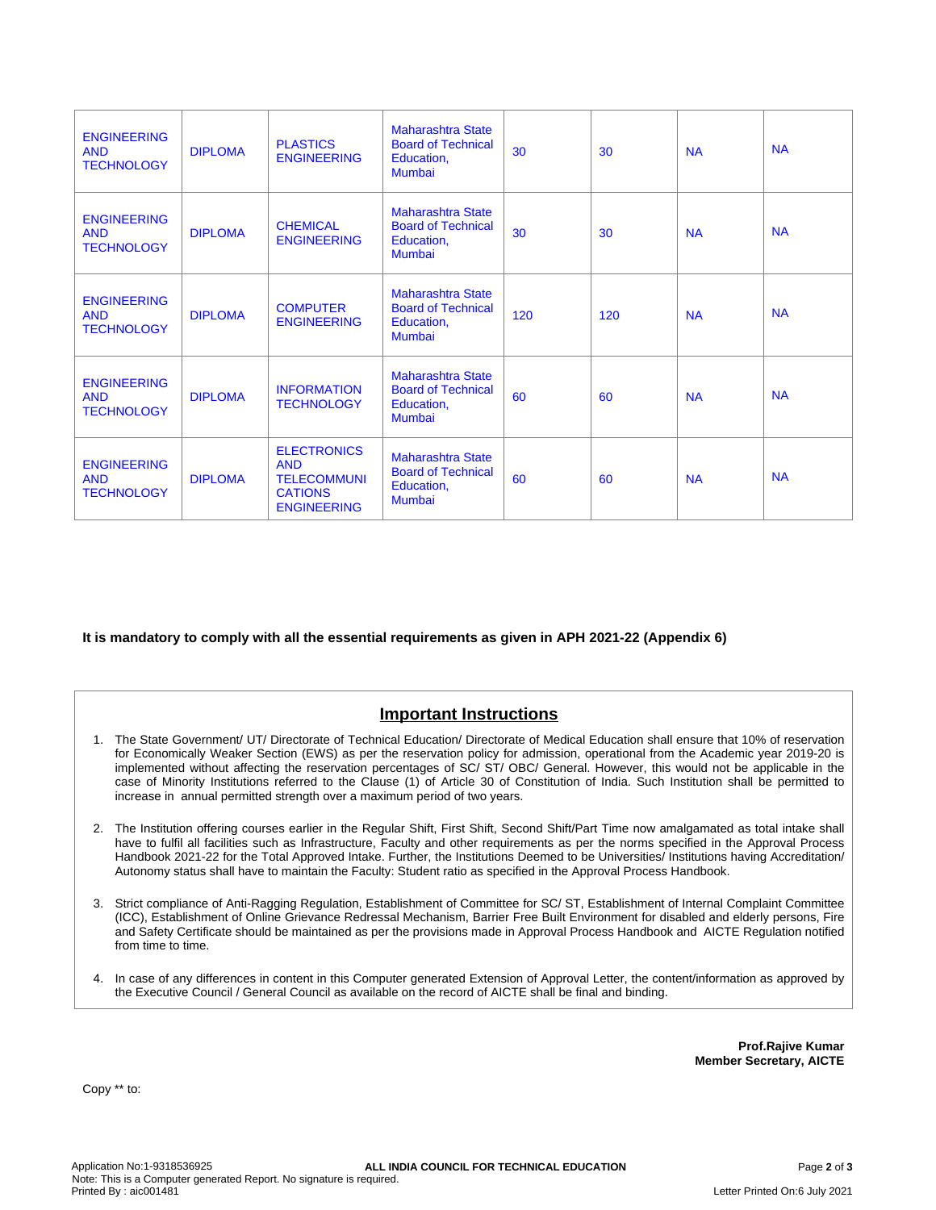| | | | | | | | |
|---|---|---|---|---|---|---|---|
| ENGINEERING AND TECHNOLOGY | DIPLOMA | PLASTICS ENGINEERING | Maharashtra State Board of Technical Education, Mumbai | 30 | 30 | NA | NA |
| ENGINEERING AND TECHNOLOGY | DIPLOMA | CHEMICAL ENGINEERING | Maharashtra State Board of Technical Education, Mumbai | 30 | 30 | NA | NA |
| ENGINEERING AND TECHNOLOGY | DIPLOMA | COMPUTER ENGINEERING | Maharashtra State Board of Technical Education, Mumbai | 120 | 120 | NA | NA |
| ENGINEERING AND TECHNOLOGY | DIPLOMA | INFORMATION TECHNOLOGY | Maharashtra State Board of Technical Education, Mumbai | 60 | 60 | NA | NA |
| ENGINEERING AND TECHNOLOGY | DIPLOMA | ELECTRONICS AND TELECOMMUNICATIONS ENGINEERING | Maharashtra State Board of Technical Education, Mumbai | 60 | 60 | NA | NA |

**It is mandatory to comply with all the essential requirements as given in APH 2021-22 (Appendix 6)**

## Important Instructions

1. The State Government/ UT/ Directorate of Technical Education/ Directorate of Medical Education shall ensure that 10% of reservation for Economically Weaker Section (EWS) as per the reservation policy for admission, operational from the Academic year 2019-20 is implemented without affecting the reservation percentages of SC/ ST/ OBC/ General. However, this would not be applicable in the case of Minority Institutions referred to the Clause (1) of Article 30 of Constitution of India. Such Institution shall be permitted to increase in annual permitted strength over a maximum period of two years.

2. The Institution offering courses earlier in the Regular Shift, First Shift, Second Shift/Part Time now amalgamated as total intake shall have to fulfil all facilities such as Infrastructure, Faculty and other requirements as per the norms specified in the Approval Process Handbook 2021-22 for the Total Approved Intake. Further, the Institutions Deemed to be Universities/ Institutions having Accreditation/ Autonomy status shall have to maintain the Faculty: Student ratio as specified in the Approval Process Handbook.

3. Strict compliance of Anti-Ragging Regulation, Establishment of Committee for SC/ ST, Establishment of Internal Complaint Committee (ICC), Establishment of Online Grievance Redressal Mechanism, Barrier Free Built Environment for disabled and elderly persons, Fire and Safety Certificate should be maintained as per the provisions made in Approval Process Handbook and AICTE Regulation notified from time to time.

4. In case of any differences in content in this Computer generated Extension of Approval Letter, the content/information as approved by the Executive Council / General Council as available on the record of AICTE shall be final and binding.

**Prof.Rajive Kumar**
**Member Secretary, AICTE**

Copy ** to:

Application No:1-9318536925
Note: This is a Computer generated Report. No signature is required.
Printed By : aic001481

Letter Printed On:6 July 2021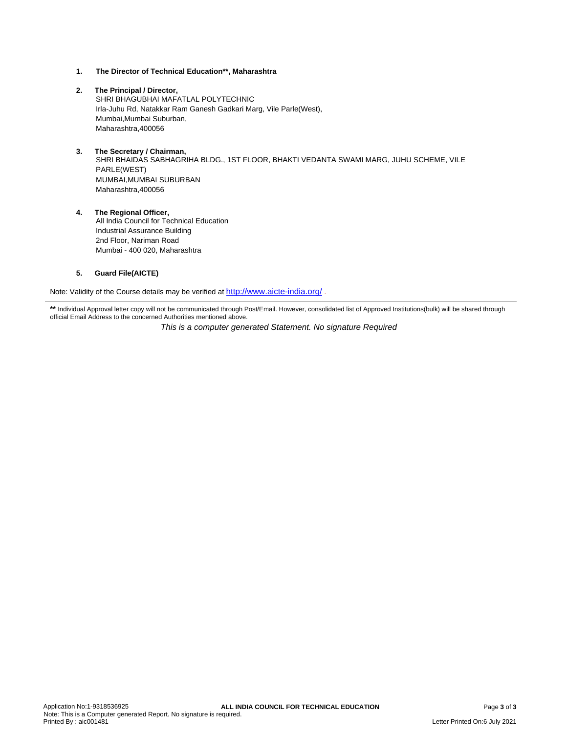1. **The Director of Technical Education\*\*, Maharashtra**

2. **The Principal / Director,**
   SHRI BHAGUBHAI MAFATLAL POLYTECHNIC
   Irla-Juhu Rd, Natakkar Ram Ganesh Gadkari Marg, Vile Parle(West),
   Mumbai,Mumbai Suburban,
   Maharashtra,400056

3. **The Secretary / Chairman,**
   SHRI BHAIDAS SABHAGRIHA BLDG., 1ST FLOOR, BHAKTI VEDANTA SWAMI MARG, JUHU SCHEME, VILE PARLE(WEST)
   MUMBAI,MUMBAI SUBURBAN
   Maharashtra,400056

4. **The Regional Officer,**
   All India Council for Technical Education
   Industrial Assurance Building
   2nd Floor, Nariman Road
   Mumbai - 400 020, Maharashtra

5. **Guard File(AICTE)**

Note: Validity of the Course details may be verified at http://www.aicte-india.org/ .

---

**\*\*** Individual Approval letter copy will not be communicated through Post/Email. However, consolidated list of Approved Institutions(bulk) will be shared through official Email Address to the concerned Authorities mentioned above.

*This is a computer generated Statement. No signature Required*

Application No:1-9318536925

Note: This is a Computer generated Report. No signature is required.

Printed By : aic001481

Letter Printed On:6 July 2021